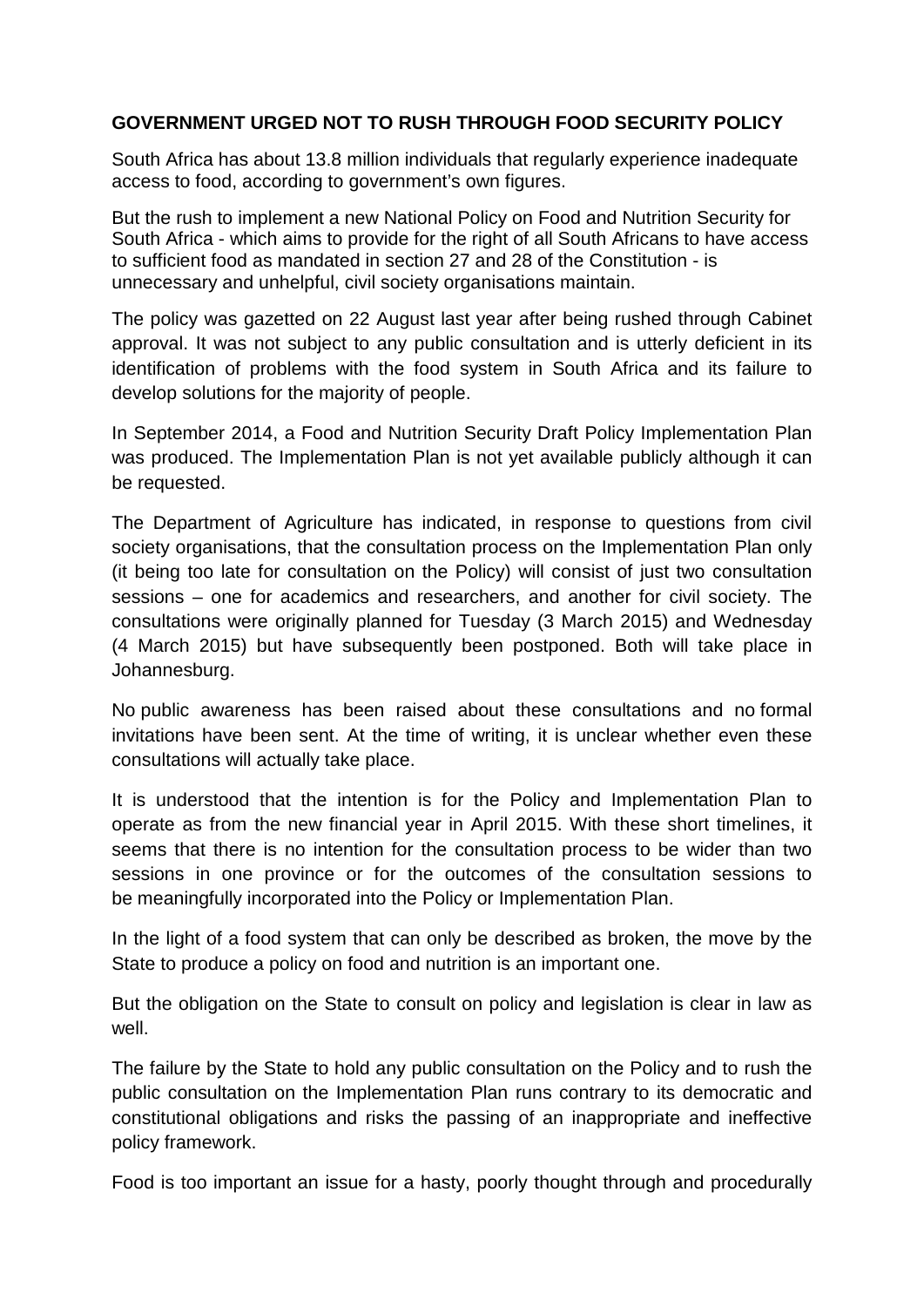**GOVERNMENT URGED NOT TO RUSH THROUGH FOOD SECURITY POLICY**

South Africa has about 13.8 million individuals that regularly experience inadequate access to food, according to government's own figures.

But the rush to implement a new National Policy on Food and Nutrition Security for South Africa - which aims to provide for the right of all South Africans to have access to sufficient food as mandated in section 27 and 28 of the Constitution - is unnecessary and unhelpful, civil society organisations maintain.

The policy was gazetted on 22 August last year after being rushed through Cabinet approval. It was not subject to any public consultation and is utterly deficient in its identification of problems with the food system in South Africa and its failure to develop solutions for the majority of people.

In September 2014, a Food and Nutrition Security Draft Policy Implementation Plan was produced. The Implementation Plan is not yet available publicly although it can be requested.

The Department of Agriculture has indicated, in response to questions from civil society organisations, that the consultation process on the Implementation Plan only (it being too late for consultation on the Policy) will consist of just two consultation sessions – one for academics and researchers, and another for civil society. The consultations were originally planned for Tuesday (3 March 2015) and Wednesday (4 March 2015) but have subsequently been postponed. Both will take place in Johannesburg.

No public awareness has been raised about these consultations and no formal invitations have been sent. At the time of writing, it is unclear whether even these consultations will actually take place.

It is understood that the intention is for the Policy and Implementation Plan to operate as from the new financial year in April 2015. With these short timelines, it seems that there is no intention for the consultation process to be wider than two sessions in one province or for the outcomes of the consultation sessions to be meaningfully incorporated into the Policy or Implementation Plan.

In the light of a food system that can only be described as broken, the move by the State to produce a policy on food and nutrition is an important one.

But the obligation on the State to consult on policy and legislation is clear in law as well.

The failure by the State to hold any public consultation on the Policy and to rush the public consultation on the Implementation Plan runs contrary to its democratic and constitutional obligations and risks the passing of an inappropriate and ineffective policy framework.

Food is too important an issue for a hasty, poorly thought through and procedurally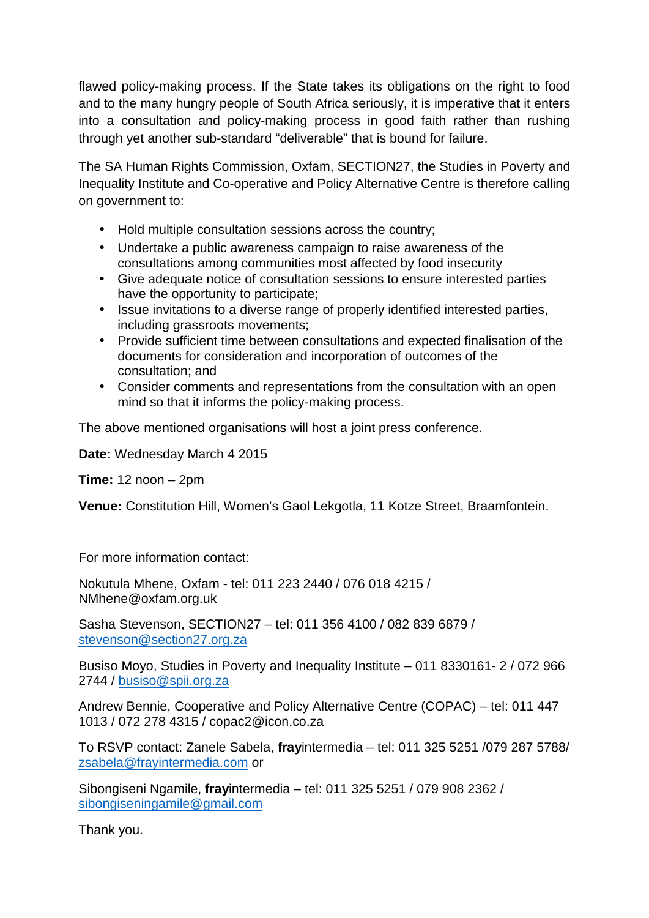flawed policy-making process. If the State takes its obligations on the right to food and to the many hungry people of South Africa seriously, it is imperative that it enters into a consultation and policy-making process in good faith rather than rushing through yet another sub-standard “deliverable” that is bound for failure.

The SA Human Rights Commission, Oxfam, SECTION27, the Studies in Poverty and Inequality Institute and Co-operative and Policy Alternative Centre is therefore calling on government to:

- Hold multiple consultation sessions across the country;
- Undertake a public awareness campaign to raise awareness of the consultations among communities most affected by food insecurity
- Give adequate notice of consultation sessions to ensure interested parties have the opportunity to participate;
- Issue invitations to a diverse range of properly identified interested parties, including grassroots movements;
- Provide sufficient time between consultations and expected finalisation of the documents for consideration and incorporation of outcomes of the consultation; and
- Consider comments and representations from the consultation with an open mind so that it informs the policy-making process.

The above mentioned organisations will host a joint press conference.

**Date:** Wednesday March 4 2015

**Time:** 12 noon – 2pm

**Venue:** Constitution Hill, Women’s Gaol Lekgotla, 11 Kotze Street, Braamfontein.

For more information contact:

Nokutula Mhene, Oxfam - tel: 011 223 2440 / 076 018 4215 / NMhene@oxfam.org.uk

Sasha Stevenson, SECTION27 – tel: 011 356 4100 / 082 839 6879 / stevenson@section27.org.za

Busiso Moyo, Studies in Poverty and Inequality Institute – 011 8330161- 2 / 072 966 2744 / busiso@spii.org.za

Andrew Bennie, Cooperative and Policy Alternative Centre (COPAC) – tel: 011 447 1013 / 072 278 4315 / copac2@icon.co.za

To RSVP contact: Zanele Sabela, **fray**intermedia – tel: 011 325 5251 /079 287 5788/ zsabela@frayintermedia.com or

Sibongiseni Ngamile, **fray**intermedia – tel: 011 325 5251 / 079 908 2362 / sibongiseningamile@gmail.com

Thank you.